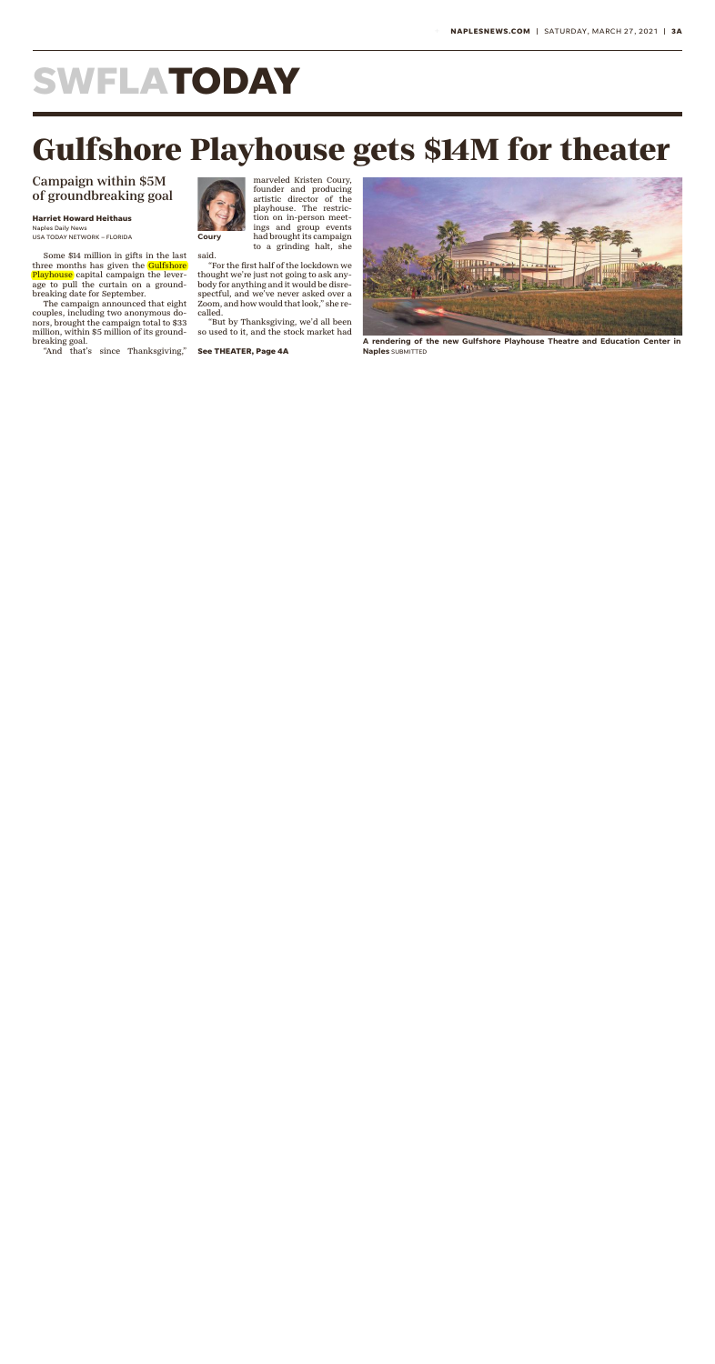# SWFLA TODAY

# Gulfshore Playhouse gets $14M for theater

## Campaign within $5M of groundbreaking goal

**Harriet Howard Heithaus**
Naples Daily News
USA TODAY NETWORK – FLORIDA

Some $14 million in gifts in the last three months has given the Gulfshore Playhouse capital campaign the leverage to pull the curtain on a groundbreaking date for September.

The campaign announced that eight couples, including two anonymous donors, brought the campaign total to $33 million, within $5 million of its groundbreaking goal.

"And that's since Thanksgiving," marveled Kristen Coury, founder and producing artistic director of the playhouse. The restriction on in-person meetings and group events had brought its campaign to a grinding halt, she said.

Coury

"For the first half of the lockdown we thought we're just not going to ask anybody for anything and it would be disrespectful, and we've never asked over a Zoom, and how would that look," she recalled.

"But by Thanksgiving, we'd all been so used to it, and the stock market had

**See THEATER, Page 4A**

**A rendering of the new Gulfshore Playhouse Theatre and Education Center in Naples** SUBMITTED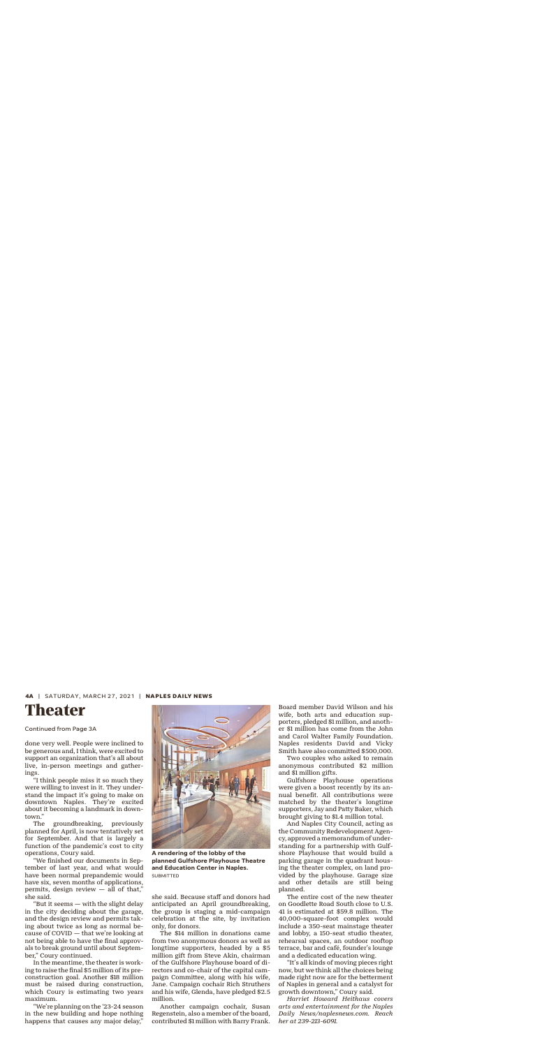# Theater

Continued from Page 3A

done very well. People were inclined to be generous and, I think, were excited to support an organization that's all about live, in-person meetings and gatherings.

"I think people miss it so much they were willing to invest in it. They understand the impact it's going to make on downtown Naples. They're excited about it becoming a landmark in downtown."

The groundbreaking, previously planned for April, is now tentatively set for September. And that is largely a function of the pandemic's cost to city operations, Coury said.

"We finished our documents in September of last year, and what would have been normal prepandemic would have six, seven months of applications, permits, design review — all of that," she said.

"But it seems — with the slight delay in the city deciding about the garage, and the design review and permits taking about twice as long as normal because of COVID — that we're looking at not being able to have the final approvals to break ground until about September," Coury continued.

In the meantime, the theater is working to raise the final $5 million of its preconstruction goal. Another $18 million must be raised during construction, which Coury is estimating two years maximum.

"We're planning on the '23-24 season in the new building and hope nothing happens that causes any major delay," she said. Because staff and donors had anticipated an April groundbreaking, the group is staging a mid-campaign celebration at the site, by invitation only, for donors.

A rendering of the lobby of the planned Gulfshore Playhouse Theatre and Education Center in Naples. SUBMITTED

The $14 million in donations came from two anonymous donors as well as longtime supporters, headed by a $5 million gift from Steve Akin, chairman of the Gulfshore Playhouse board of directors and co-chair of the capital campaign Committee, along with his wife, Jane. Campaign cochair Rich Struthers and his wife, Glenda, have pledged $2.5 million.

Another campaign cochair, Susan Regenstein, also a member of the board, contributed $1 million with Barry Frank. Board member David Wilson and his wife, both arts and education supporters, pledged $1 million, and another $1 million has come from the John and Carol Walter Family Foundation. Naples residents David and Vicky Smith have also committed $500,000.

Two couples who asked to remain anonymous contributed $2 million and $1 million gifts.

Gulfshore Playhouse operations were given a boost recently by its annual benefit. All contributions were matched by the theater's longtime supporters, Jay and Patty Baker, which brought giving to $1.4 million total.

And Naples City Council, acting as the Community Redevelopment Agency, approved a memorandum of understanding for a partnership with Gulfshore Playhouse that would build a parking garage in the quadrant housing the theater complex, on land provided by the playhouse. Garage size and other details are still being planned.

The entire cost of the new theater on Goodlette Road South close to U.S. 41 is estimated at $59.8 million. The 40,000-square-foot complex would include a 350-seat mainstage theater and lobby, a 150-seat studio theater, rehearsal spaces, an outdoor rooftop terrace, bar and café, founder's lounge and a dedicated education wing.

"It's all kinds of moving pieces right now, but we think all the choices being made right now are for the betterment of Naples in general and a catalyst for growth downtown," Coury said.

*Harriet Howard Heithaus covers arts and entertainment for the Naples Daily News/naplesnews.com. Reach her at 239-213-6091.*